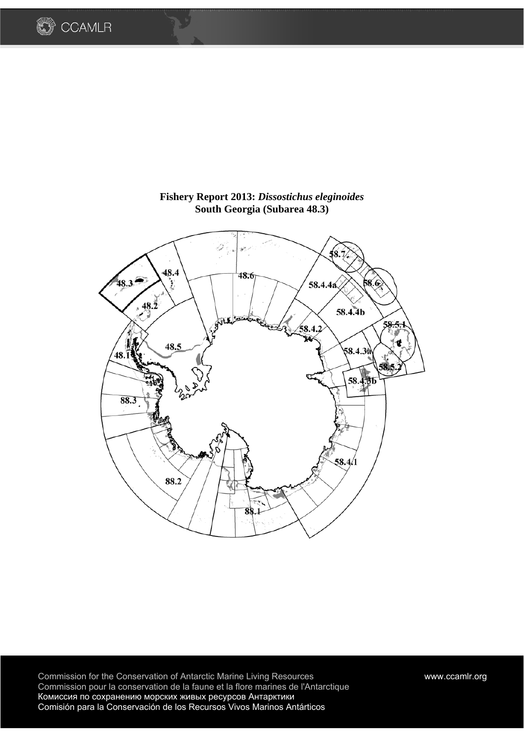# Fishery Report 2013: *Dissostichus eleginoides* South Georgia (Subarea 48.3)

Commission for the Conservation of Antarctic Marine Living Resources
Commission pour la conservation de la faune et la flore marines de l'Antarctique
Комиссия по сохранению морских живых ресурсов Антарктики
Comisión para la Conservación de los Recursos Vivos Marinos Antárticos

www.ccamlr.org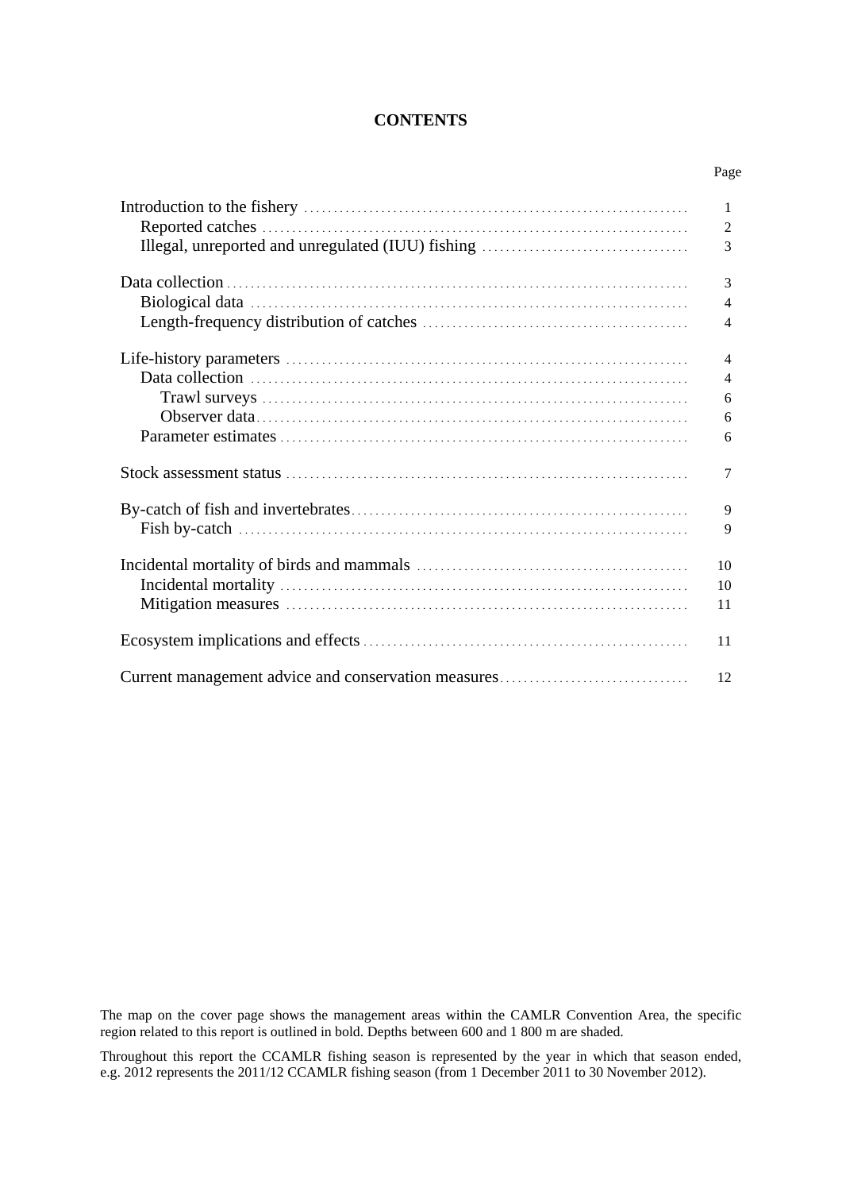# CONTENTS

| | Page |
|---|---|
| Introduction to the fishery | 1 |
| Reported catches | 2 |
| Illegal, unreported and unregulated (IUU) fishing | 3 |
| Data collection | 3 |
| Biological data | 4 |
| Length-frequency distribution of catches | 4 |
| Life-history parameters | 4 |
| Data collection | 4 |
| Trawl surveys | 6 |
| Observer data | 6 |
| Parameter estimates | 6 |
| Stock assessment status | 7 |
| By-catch of fish and invertebrates | 9 |
| Fish by-catch | 9 |
| Incidental mortality of birds and mammals | 10 |
| Incidental mortality | 10 |
| Mitigation measures | 11 |
| Ecosystem implications and effects | 11 |
| Current management advice and conservation measures | 12 |

The map on the cover page shows the management areas within the CAMLR Convention Area, the specific region related to this report is outlined in bold. Depths between 600 and 1 800 m are shaded.

Throughout this report the CCAMLR fishing season is represented by the year in which that season ended, e.g. 2012 represents the 2011/12 CCAMLR fishing season (from 1 December 2011 to 30 November 2012).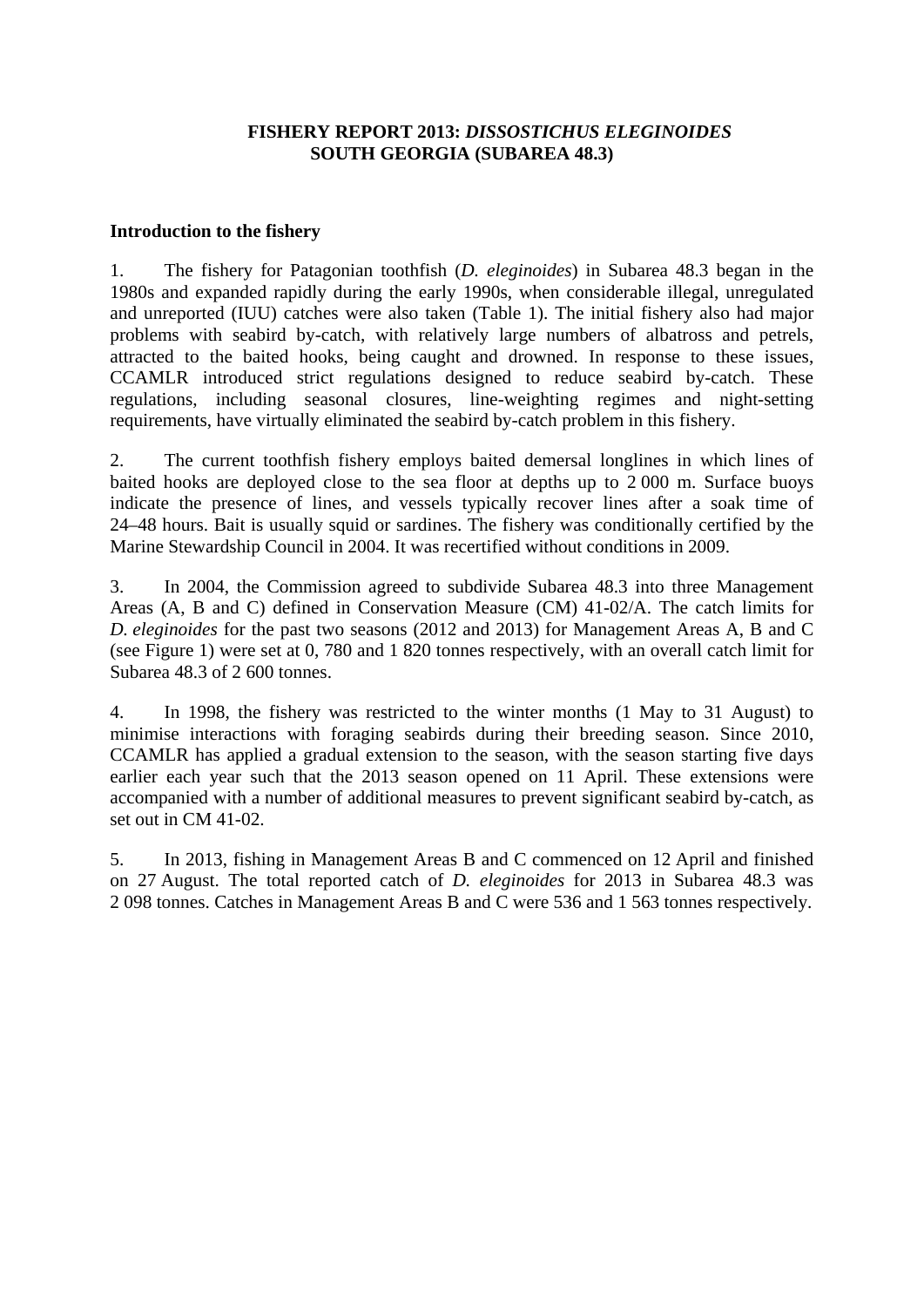# FISHERY REPORT 2013: *DISSOSTICHUS ELEGINOIDES* SOUTH GEORGIA (SUBAREA 48.3)

## Introduction to the fishery

1. The fishery for Patagonian toothfish (*D. eleginoides*) in Subarea 48.3 began in the 1980s and expanded rapidly during the early 1990s, when considerable illegal, unregulated and unreported (IUU) catches were also taken (Table 1). The initial fishery also had major problems with seabird by-catch, with relatively large numbers of albatross and petrels, attracted to the baited hooks, being caught and drowned. In response to these issues, CCAMLR introduced strict regulations designed to reduce seabird by-catch. These regulations, including seasonal closures, line-weighting regimes and night-setting requirements, have virtually eliminated the seabird by-catch problem in this fishery.

2. The current toothfish fishery employs baited demersal longlines in which lines of baited hooks are deployed close to the sea floor at depths up to 2 000 m. Surface buoys indicate the presence of lines, and vessels typically recover lines after a soak time of 24–48 hours. Bait is usually squid or sardines. The fishery was conditionally certified by the Marine Stewardship Council in 2004. It was recertified without conditions in 2009.

3. In 2004, the Commission agreed to subdivide Subarea 48.3 into three Management Areas (A, B and C) defined in Conservation Measure (CM) 41-02/A. The catch limits for *D. eleginoides* for the past two seasons (2012 and 2013) for Management Areas A, B and C (see Figure 1) were set at 0, 780 and 1 820 tonnes respectively, with an overall catch limit for Subarea 48.3 of 2 600 tonnes.

4. In 1998, the fishery was restricted to the winter months (1 May to 31 August) to minimise interactions with foraging seabirds during their breeding season. Since 2010, CCAMLR has applied a gradual extension to the season, with the season starting five days earlier each year such that the 2013 season opened on 11 April. These extensions were accompanied with a number of additional measures to prevent significant seabird by-catch, as set out in CM 41-02.

5. In 2013, fishing in Management Areas B and C commenced on 12 April and finished on 27 August. The total reported catch of *D. eleginoides* for 2013 in Subarea 48.3 was 2 098 tonnes. Catches in Management Areas B and C were 536 and 1 563 tonnes respectively.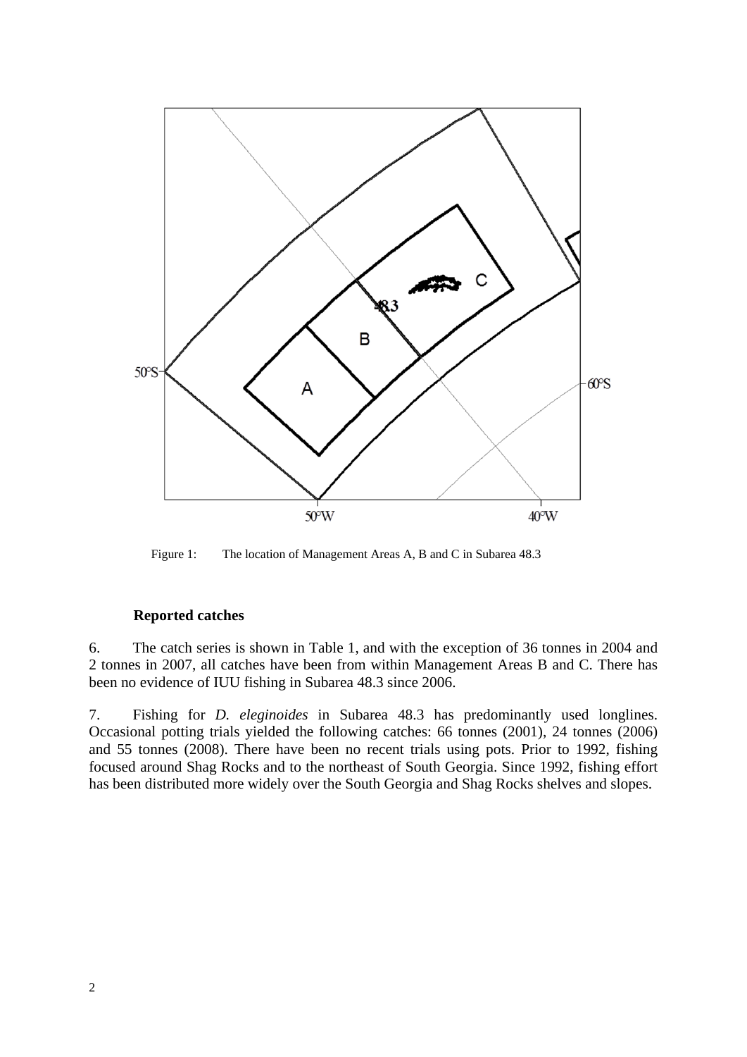Figure 1: The location of Management Areas A, B and C in Subarea 48.3

**Reported catches**

6. The catch series is shown in Table 1, and with the exception of 36 tonnes in 2004 and 2 tonnes in 2007, all catches have been from within Management Areas B and C. There has been no evidence of IUU fishing in Subarea 48.3 since 2006.

7. Fishing for *D. eleginoides* in Subarea 48.3 has predominantly used longlines. Occasional potting trials yielded the following catches: 66 tonnes (2001), 24 tonnes (2006) and 55 tonnes (2008). There have been no recent trials using pots. Prior to 1992, fishing focused around Shag Rocks and to the northeast of South Georgia. Since 1992, fishing effort has been distributed more widely over the South Georgia and Shag Rocks shelves and slopes.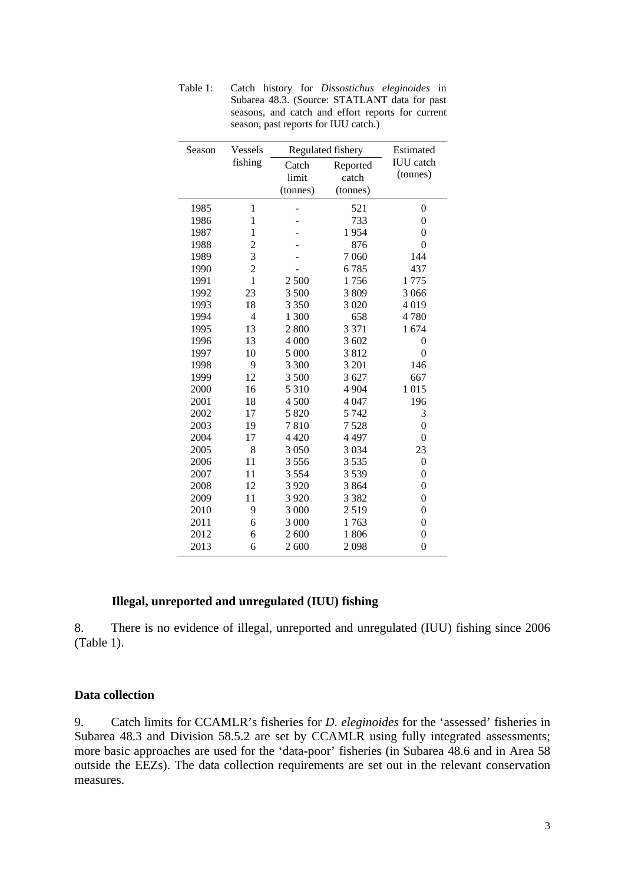Table 1: Catch history for *Dissostichus eleginoides* in Subarea 48.3. (Source: STATLANT data for past seasons, and catch and effort reports for current season, past reports for IUU catch.)

| Season | Vessels fishing | Regulated fishery | | Estimated IUU catch (tonnes) |
|---|---|---|---|---|
| | | Catch limit (tonnes) | Reported catch (tonnes) | |
| 1985 | 1 | - | 521 | 0 |
| 1986 | 1 | - | 733 | 0 |
| 1987 | 1 | - | 1 954 | 0 |
| 1988 | 2 | - | 876 | 0 |
| 1989 | 3 | - | 7 060 | 144 |
| 1990 | 2 | - | 6 785 | 437 |
| 1991 | 1 | 2 500 | 1 756 | 1 775 |
| 1992 | 23 | 3 500 | 3 809 | 3 066 |
| 1993 | 18 | 3 350 | 3 020 | 4 019 |
| 1994 | 4 | 1 300 | 658 | 4 780 |
| 1995 | 13 | 2 800 | 3 371 | 1 674 |
| 1996 | 13 | 4 000 | 3 602 | 0 |
| 1997 | 10 | 5 000 | 3 812 | 0 |
| 1998 | 9 | 3 300 | 3 201 | 146 |
| 1999 | 12 | 3 500 | 3 627 | 667 |
| 2000 | 16 | 5 310 | 4 904 | 1 015 |
| 2001 | 18 | 4 500 | 4 047 | 196 |
| 2002 | 17 | 5 820 | 5 742 | 3 |
| 2003 | 19 | 7 810 | 7 528 | 0 |
| 2004 | 17 | 4 420 | 4 497 | 0 |
| 2005 | 8 | 3 050 | 3 034 | 23 |
| 2006 | 11 | 3 556 | 3 535 | 0 |
| 2007 | 11 | 3 554 | 3 539 | 0 |
| 2008 | 12 | 3 920 | 3 864 | 0 |
| 2009 | 11 | 3 920 | 3 382 | 0 |
| 2010 | 9 | 3 000 | 2 519 | 0 |
| 2011 | 6 | 3 000 | 1 763 | 0 |
| 2012 | 6 | 2 600 | 1 806 | 0 |
| 2013 | 6 | 2 600 | 2 098 | 0 |

### Illegal, unreported and unregulated (IUU) fishing

8. There is no evidence of illegal, unreported and unregulated (IUU) fishing since 2006 (Table 1).

## Data collection

9. Catch limits for CCAMLR's fisheries for *D. eleginoides* for the 'assessed' fisheries in Subarea 48.3 and Division 58.5.2 are set by CCAMLR using fully integrated assessments; more basic approaches are used for the 'data-poor' fisheries (in Subarea 48.6 and in Area 58 outside the EEZs). The data collection requirements are set out in the relevant conservation measures.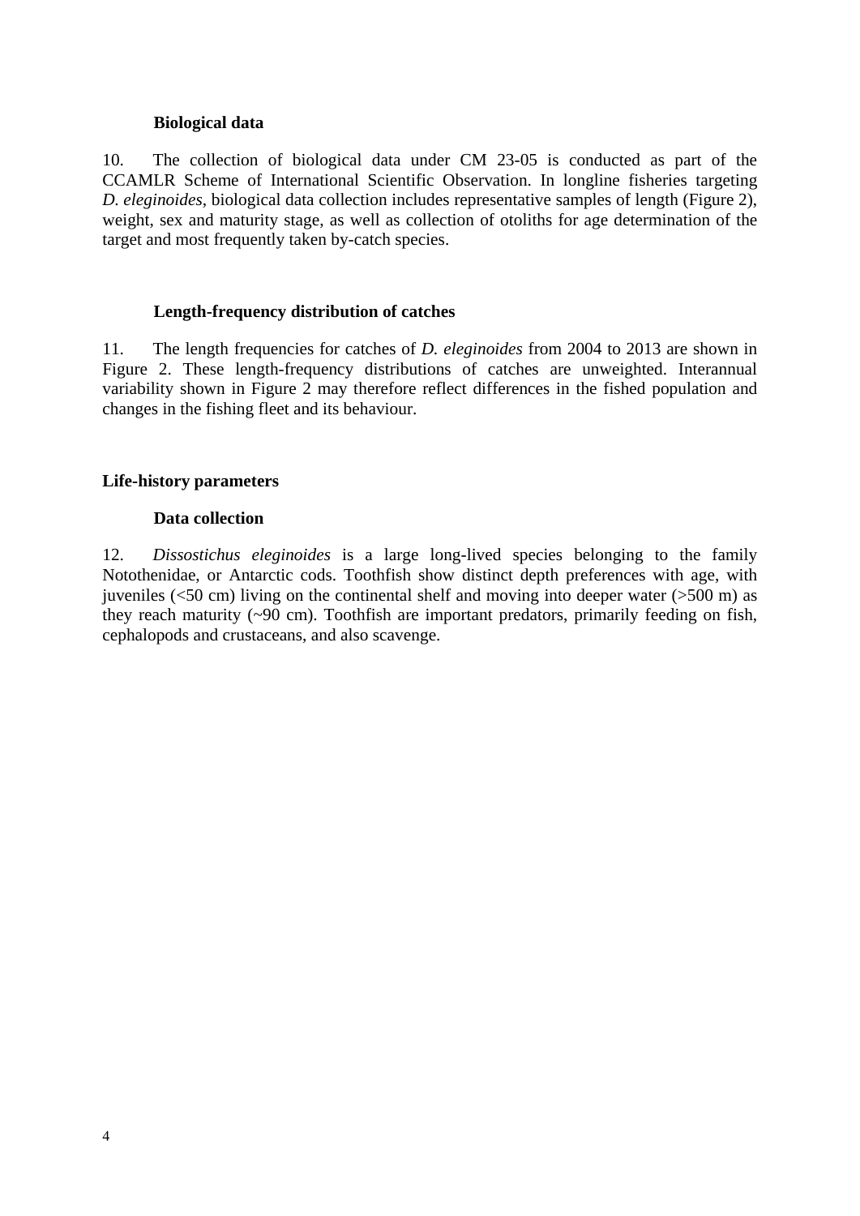### Biological data

10. The collection of biological data under CM 23-05 is conducted as part of the CCAMLR Scheme of International Scientific Observation. In longline fisheries targeting *D. eleginoides*, biological data collection includes representative samples of length (Figure 2), weight, sex and maturity stage, as well as collection of otoliths for age determination of the target and most frequently taken by-catch species.

### Length-frequency distribution of catches

11. The length frequencies for catches of *D. eleginoides* from 2004 to 2013 are shown in Figure 2. These length-frequency distributions of catches are unweighted. Interannual variability shown in Figure 2 may therefore reflect differences in the fished population and changes in the fishing fleet and its behaviour.

## Life-history parameters

### Data collection

12. *Dissostichus eleginoides* is a large long-lived species belonging to the family Nototheniidae, or Antarctic cods. Toothfish show distinct depth preferences with age, with juveniles (<50 cm) living on the continental shelf and moving into deeper water (>500 m) as they reach maturity (~90 cm). Toothfish are important predators, primarily feeding on fish, cephalopods and crustaceans, and also scavenge.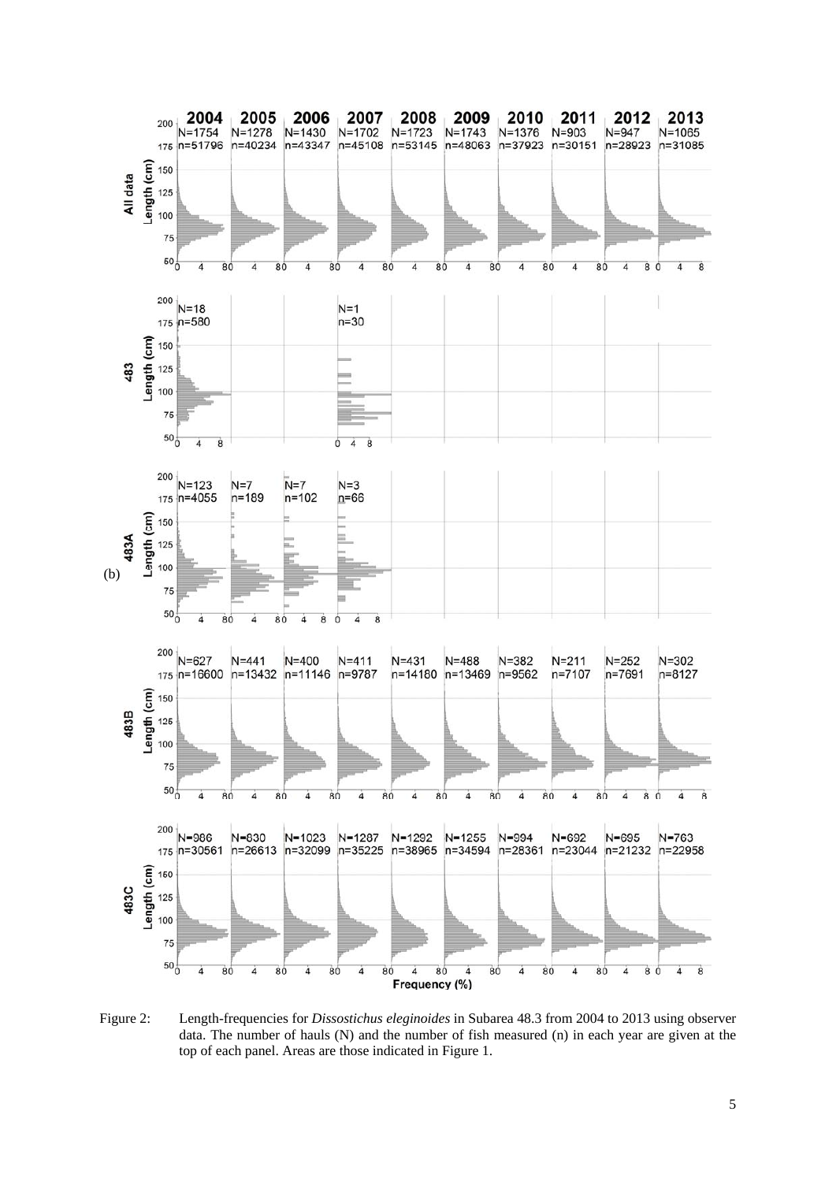(b)

Figure 2: Length-frequencies for *Dissostichus eleginoides* in Subarea 48.3 from 2004 to 2013 using observer data. The number of hauls (N) and the number of fish measured (n) in each year are given at the top of each panel. Areas are those indicated in Figure 1.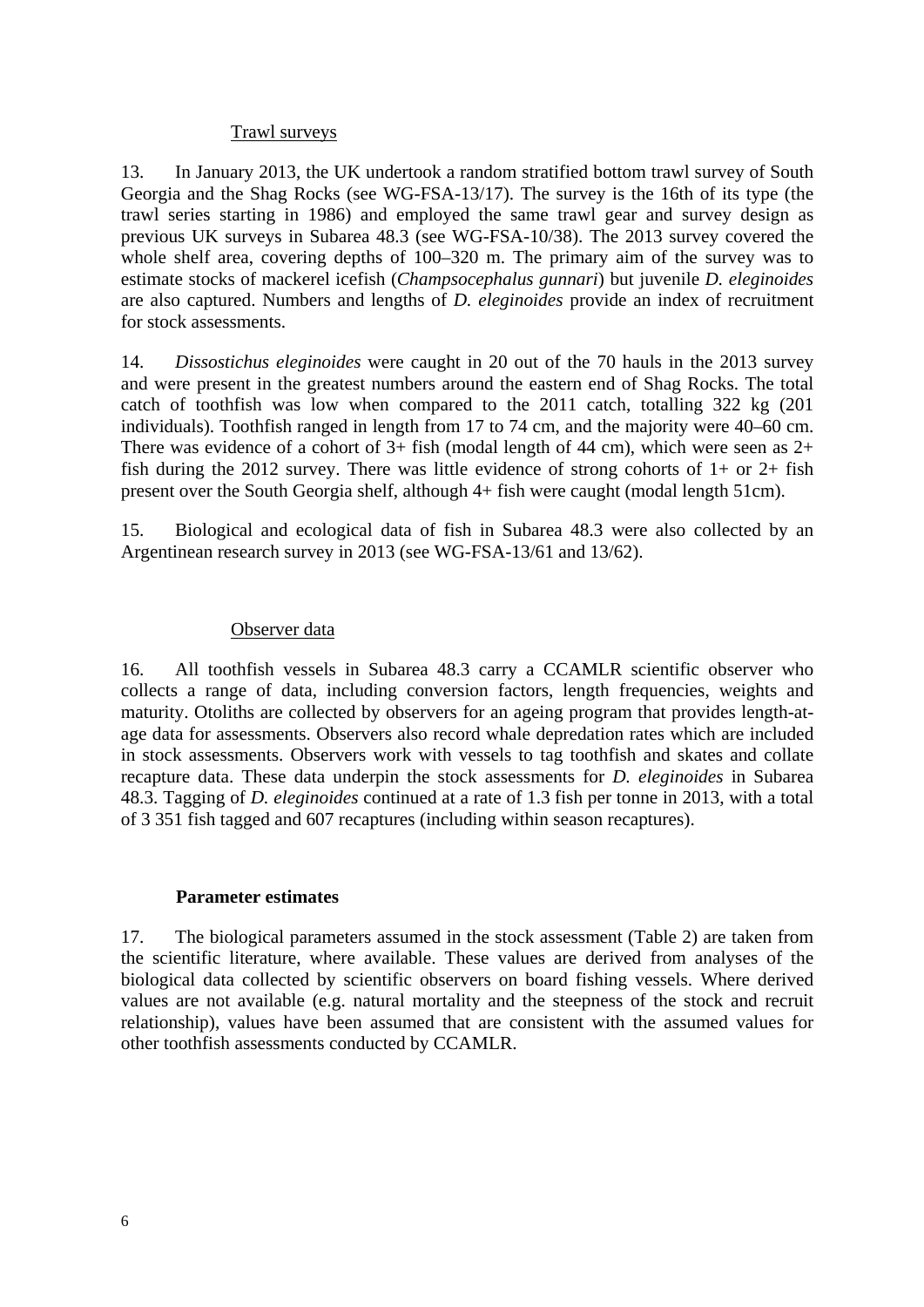Trawl surveys

13. In January 2013, the UK undertook a random stratified bottom trawl survey of South Georgia and the Shag Rocks (see WG-FSA-13/17). The survey is the 16th of its type (the trawl series starting in 1986) and employed the same trawl gear and survey design as previous UK surveys in Subarea 48.3 (see WG-FSA-10/38). The 2013 survey covered the whole shelf area, covering depths of 100–320 m. The primary aim of the survey was to estimate stocks of mackerel icefish (*Champsocephalus gunnari*) but juvenile *D. eleginoides* are also captured. Numbers and lengths of *D. eleginoides* provide an index of recruitment for stock assessments.

14. *Dissostichus eleginoides* were caught in 20 out of the 70 hauls in the 2013 survey and were present in the greatest numbers around the eastern end of Shag Rocks. The total catch of toothfish was low when compared to the 2011 catch, totalling 322 kg (201 individuals). Toothfish ranged in length from 17 to 74 cm, and the majority were 40–60 cm. There was evidence of a cohort of 3+ fish (modal length of 44 cm), which were seen as 2+ fish during the 2012 survey. There was little evidence of strong cohorts of 1+ or 2+ fish present over the South Georgia shelf, although 4+ fish were caught (modal length 51cm).

15. Biological and ecological data of fish in Subarea 48.3 were also collected by an Argentinean research survey in 2013 (see WG-FSA-13/61 and 13/62).

Observer data

16. All toothfish vessels in Subarea 48.3 carry a CCAMLR scientific observer who collects a range of data, including conversion factors, length frequencies, weights and maturity. Otoliths are collected by observers for an ageing program that provides length-at-age data for assessments. Observers also record whale depredation rates which are included in stock assessments. Observers work with vessels to tag toothfish and skates and collate recapture data. These data underpin the stock assessments for *D. eleginoides* in Subarea 48.3. Tagging of *D. eleginoides* continued at a rate of 1.3 fish per tonne in 2013, with a total of 3 351 fish tagged and 607 recaptures (including within season recaptures).

**Parameter estimates**

17. The biological parameters assumed in the stock assessment (Table 2) are taken from the scientific literature, where available. These values are derived from analyses of the biological data collected by scientific observers on board fishing vessels. Where derived values are not available (e.g. natural mortality and the steepness of the stock and recruit relationship), values have been assumed that are consistent with the assumed values for other toothfish assessments conducted by CCAMLR.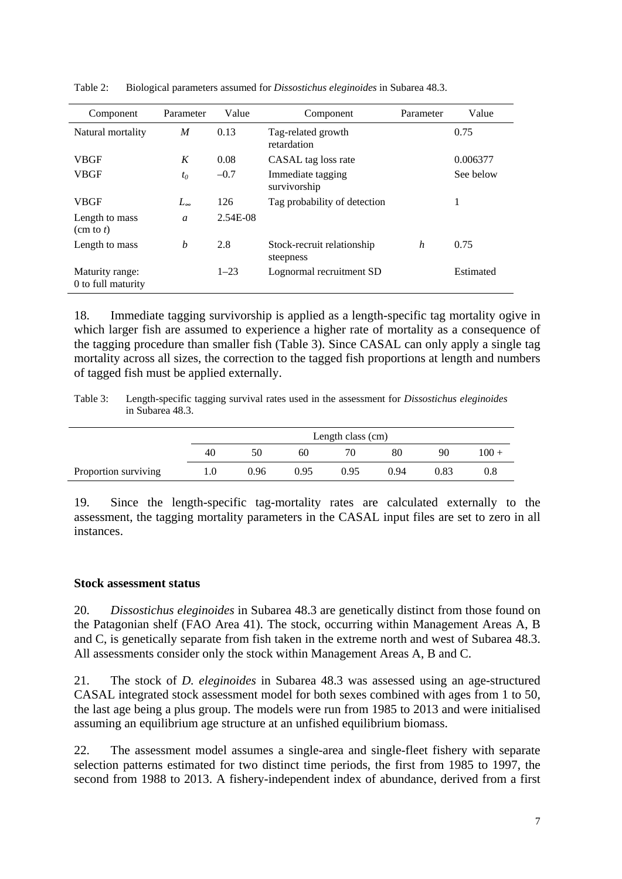Table 2: Biological parameters assumed for *Dissostichus eleginoides* in Subarea 48.3.

| Component | Parameter | Value | Component | Parameter | Value |
|---|---|---|---|---|---|
| Natural mortality | $M$ | 0.13 | Tag-related growth retardation | | 0.75 |
| VBGF | $K$ | 0.08 | CASAL tag loss rate | | 0.006377 |
| VBGF | $t_0$ | –0.7 | Immediate tagging survivorship | | See below |
| VBGF | $L_\infty$ | 126 | Tag probability of detection | | 1 |
| Length to mass (cm to $t$) | $a$ | 2.54E-08 | | | |
| Length to mass | $b$ | 2.8 | Stock-recruit relationship steepness | $h$ | 0.75 |
| Maturity range: 0 to full maturity | | 1–23 | Lognormal recruitment SD | | Estimated |

18. Immediate tagging survivorship is applied as a length-specific tag mortality ogive in which larger fish are assumed to experience a higher rate of mortality as a consequence of the tagging procedure than smaller fish (Table 3). Since CASAL can only apply a single tag mortality across all sizes, the correction to the tagged fish proportions at length and numbers of tagged fish must be applied externally.

Table 3: Length-specific tagging survival rates used in the assessment for *Dissostichus eleginoides* in Subarea 48.3.

| | Length class (cm) | | | | | | |
|---|---|---|---|---|---|---|---|
| | 40 | 50 | 60 | 70 | 80 | 90 | 100 + |
| Proportion surviving | 1.0 | 0.96 | 0.95 | 0.95 | 0.94 | 0.83 | 0.8 |

19. Since the length-specific tag-mortality rates are calculated externally to the assessment, the tagging mortality parameters in the CASAL input files are set to zero in all instances.

**Stock assessment status**

20. *Dissostichus eleginoides* in Subarea 48.3 are genetically distinct from those found on the Patagonian shelf (FAO Area 41). The stock, occurring within Management Areas A, B and C, is genetically separate from fish taken in the extreme north and west of Subarea 48.3. All assessments consider only the stock within Management Areas A, B and C.

21. The stock of *D. eleginoides* in Subarea 48.3 was assessed using an age-structured CASAL integrated stock assessment model for both sexes combined with ages from 1 to 50, the last age being a plus group. The models were run from 1985 to 2013 and were initialised assuming an equilibrium age structure at an unfished equilibrium biomass.

22. The assessment model assumes a single-area and single-fleet fishery with separate selection patterns estimated for two distinct time periods, the first from 1985 to 1997, the second from 1988 to 2013. A fishery-independent index of abundance, derived from a first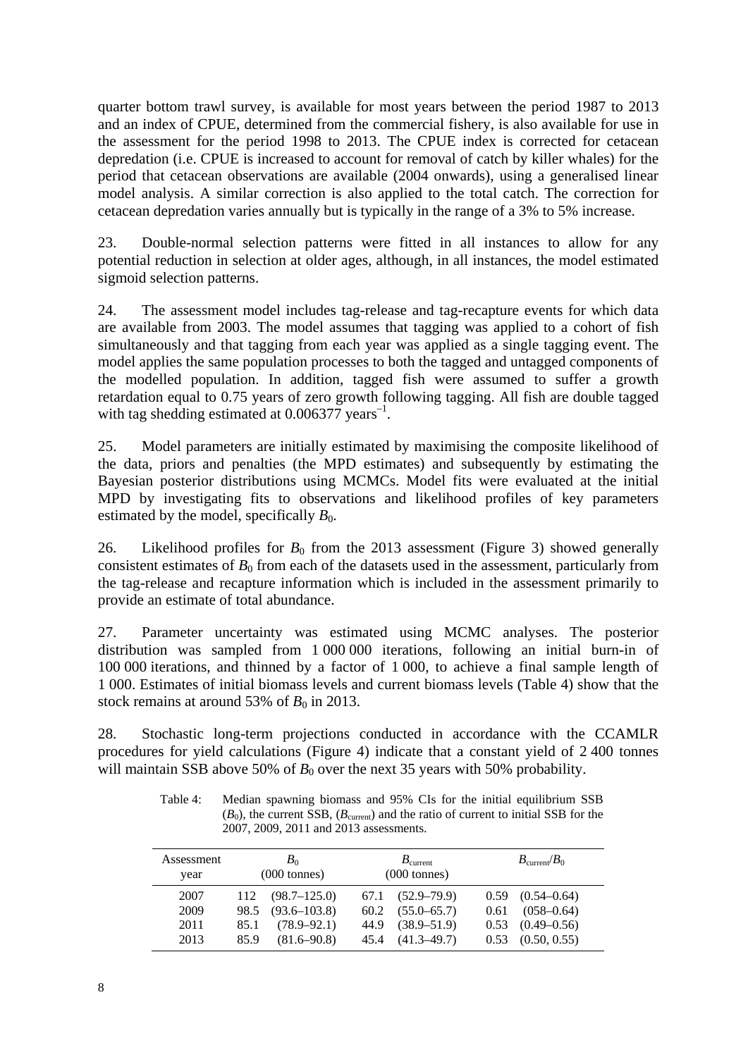quarter bottom trawl survey, is available for most years between the period 1987 to 2013 and an index of CPUE, determined from the commercial fishery, is also available for use in the assessment for the period 1998 to 2013. The CPUE index is corrected for cetacean depredation (i.e. CPUE is increased to account for removal of catch by killer whales) for the period that cetacean observations are available (2004 onwards), using a generalised linear model analysis. A similar correction is also applied to the total catch. The correction for cetacean depredation varies annually but is typically in the range of a 3% to 5% increase.

23. Double-normal selection patterns were fitted in all instances to allow for any potential reduction in selection at older ages, although, in all instances, the model estimated sigmoid selection patterns.

24. The assessment model includes tag-release and tag-recapture events for which data are available from 2003. The model assumes that tagging was applied to a cohort of fish simultaneously and that tagging from each year was applied as a single tagging event. The model applies the same population processes to both the tagged and untagged components of the modelled population. In addition, tagged fish were assumed to suffer a growth retardation equal to 0.75 years of zero growth following tagging. All fish are double tagged with tag shedding estimated at 0.006377 years$^{-1}$.

25. Model parameters are initially estimated by maximising the composite likelihood of the data, priors and penalties (the MPD estimates) and subsequently by estimating the Bayesian posterior distributions using MCMCs. Model fits were evaluated at the initial MPD by investigating fits to observations and likelihood profiles of key parameters estimated by the model, specifically $B_0$.

26. Likelihood profiles for $B_0$ from the 2013 assessment (Figure 3) showed generally consistent estimates of $B_0$ from each of the datasets used in the assessment, particularly from the tag-release and recapture information which is included in the assessment primarily to provide an estimate of total abundance.

27. Parameter uncertainty was estimated using MCMC analyses. The posterior distribution was sampled from 1 000 000 iterations, following an initial burn-in of 100 000 iterations, and thinned by a factor of 1 000, to achieve a final sample length of 1 000. Estimates of initial biomass levels and current biomass levels (Table 4) show that the stock remains at around 53% of $B_0$ in 2013.

28. Stochastic long-term projections conducted in accordance with the CCAMLR procedures for yield calculations (Figure 4) indicate that a constant yield of 2 400 tonnes will maintain SSB above 50% of $B_0$ over the next 35 years with 50% probability.

Table 4: Median spawning biomass and 95% CIs for the initial equilibrium SSB ($B_0$), the current SSB, ($B_{\text{current}}$) and the ratio of current to initial SSB for the 2007, 2009, 2011 and 2013 assessments.

| Assessment year | $B_0$ (000 tonnes) | | $B_{\text{current}}$ (000 tonnes) | | $B_{\text{current}}/B_0$ | |
|---|---|---|---|---|---|---|
| 2007 | 112 | (98.7–125.0) | 67.1 | (52.9–79.9) | 0.59 | (0.54–0.64) |
| 2009 | 98.5 | (93.6–103.8) | 60.2 | (55.0–65.7) | 0.61 | (058–0.64) |
| 2011 | 85.1 | (78.9–92.1) | 44.9 | (38.9–51.9) | 0.53 | (0.49–0.56) |
| 2013 | 85.9 | (81.6–90.8) | 45.4 | (41.3–49.7) | 0.53 | (0.50, 0.55) |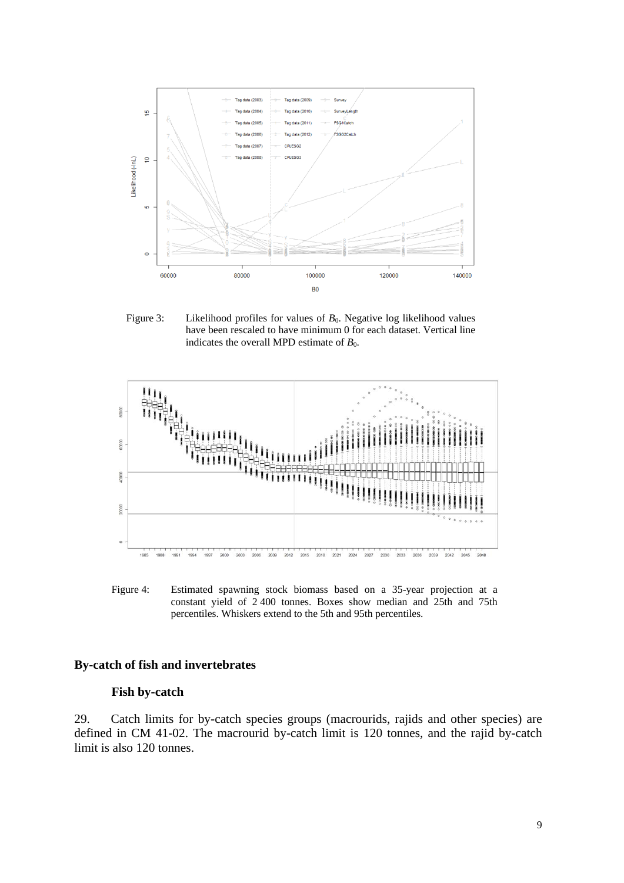Figure 3: Likelihood profiles for values of $B_0$. Negative log likelihood values have been rescaled to have minimum 0 for each dataset. Vertical line indicates the overall MPD estimate of $B_0$.

Figure 4: Estimated spawning stock biomass based on a 35-year projection at a constant yield of 2 400 tonnes. Boxes show median and 25th and 75th percentiles. Whiskers extend to the 5th and 95th percentiles.

## By-catch of fish and invertebrates

### Fish by-catch

29. Catch limits for by-catch species groups (macrourids, rajids and other species) are defined in CM 41-02. The macrourid by-catch limit is 120 tonnes, and the rajid by-catch limit is also 120 tonnes.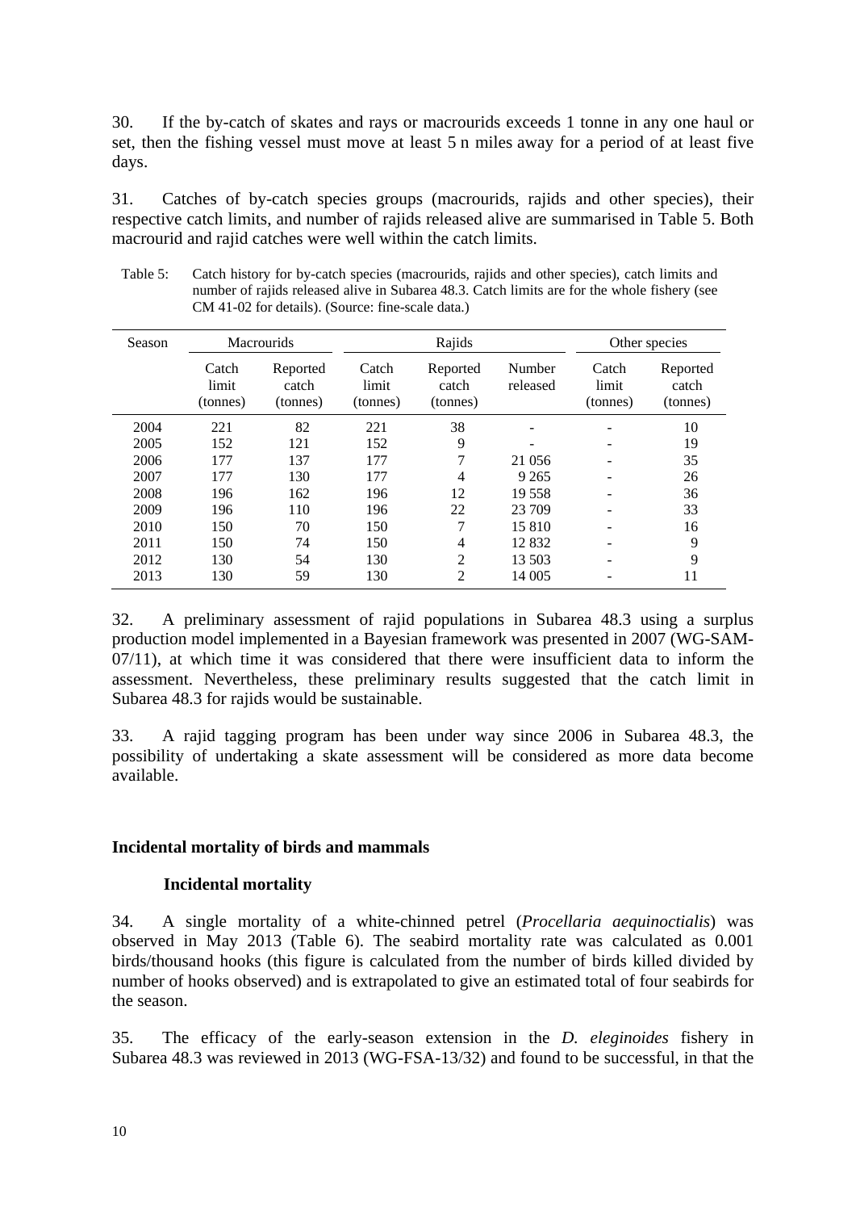30. If the by-catch of skates and rays or macrourids exceeds 1 tonne in any one haul or set, then the fishing vessel must move at least 5 n miles away for a period of at least five days.

31. Catches of by-catch species groups (macrourids, rajids and other species), their respective catch limits, and number of rajids released alive are summarised in Table 5. Both macrourid and rajid catches were well within the catch limits.

Table 5: Catch history for by-catch species (macrourids, rajids and other species), catch limits and number of rajids released alive in Subarea 48.3. Catch limits are for the whole fishery (see CM 41-02 for details). (Source: fine-scale data.)

| Season | Macrourids | | Rajids | | | Other species | |
|---|---|---|---|---|---|---|---|
| | Catch limit (tonnes) | Reported catch (tonnes) | Catch limit (tonnes) | Reported catch (tonnes) | Number released | Catch limit (tonnes) | Reported catch (tonnes) |
| 2004 | 221 | 82 | 221 | 38 | - | - | 10 |
| 2005 | 152 | 121 | 152 | 9 | - | - | 19 |
| 2006 | 177 | 137 | 177 | 7 | 21 056 | - | 35 |
| 2007 | 177 | 130 | 177 | 4 | 9 265 | - | 26 |
| 2008 | 196 | 162 | 196 | 12 | 19 558 | - | 36 |
| 2009 | 196 | 110 | 196 | 22 | 23 709 | - | 33 |
| 2010 | 150 | 70 | 150 | 7 | 15 810 | - | 16 |
| 2011 | 150 | 74 | 150 | 4 | 12 832 | - | 9 |
| 2012 | 130 | 54 | 130 | 2 | 13 503 | - | 9 |
| 2013 | 130 | 59 | 130 | 2 | 14 005 | - | 11 |

32. A preliminary assessment of rajid populations in Subarea 48.3 using a surplus production model implemented in a Bayesian framework was presented in 2007 (WG-SAM-07/11), at which time it was considered that there were insufficient data to inform the assessment. Nevertheless, these preliminary results suggested that the catch limit in Subarea 48.3 for rajids would be sustainable.

33. A rajid tagging program has been under way since 2006 in Subarea 48.3, the possibility of undertaking a skate assessment will be considered as more data become available.

## Incidental mortality of birds and mammals

### Incidental mortality

34. A single mortality of a white-chinned petrel (*Procellaria aequinoctialis*) was observed in May 2013 (Table 6). The seabird mortality rate was calculated as 0.001 birds/thousand hooks (this figure is calculated from the number of birds killed divided by number of hooks observed) and is extrapolated to give an estimated total of four seabirds for the season.

35. The efficacy of the early-season extension in the *D. eleginoides* fishery in Subarea 48.3 was reviewed in 2013 (WG-FSA-13/32) and found to be successful, in that the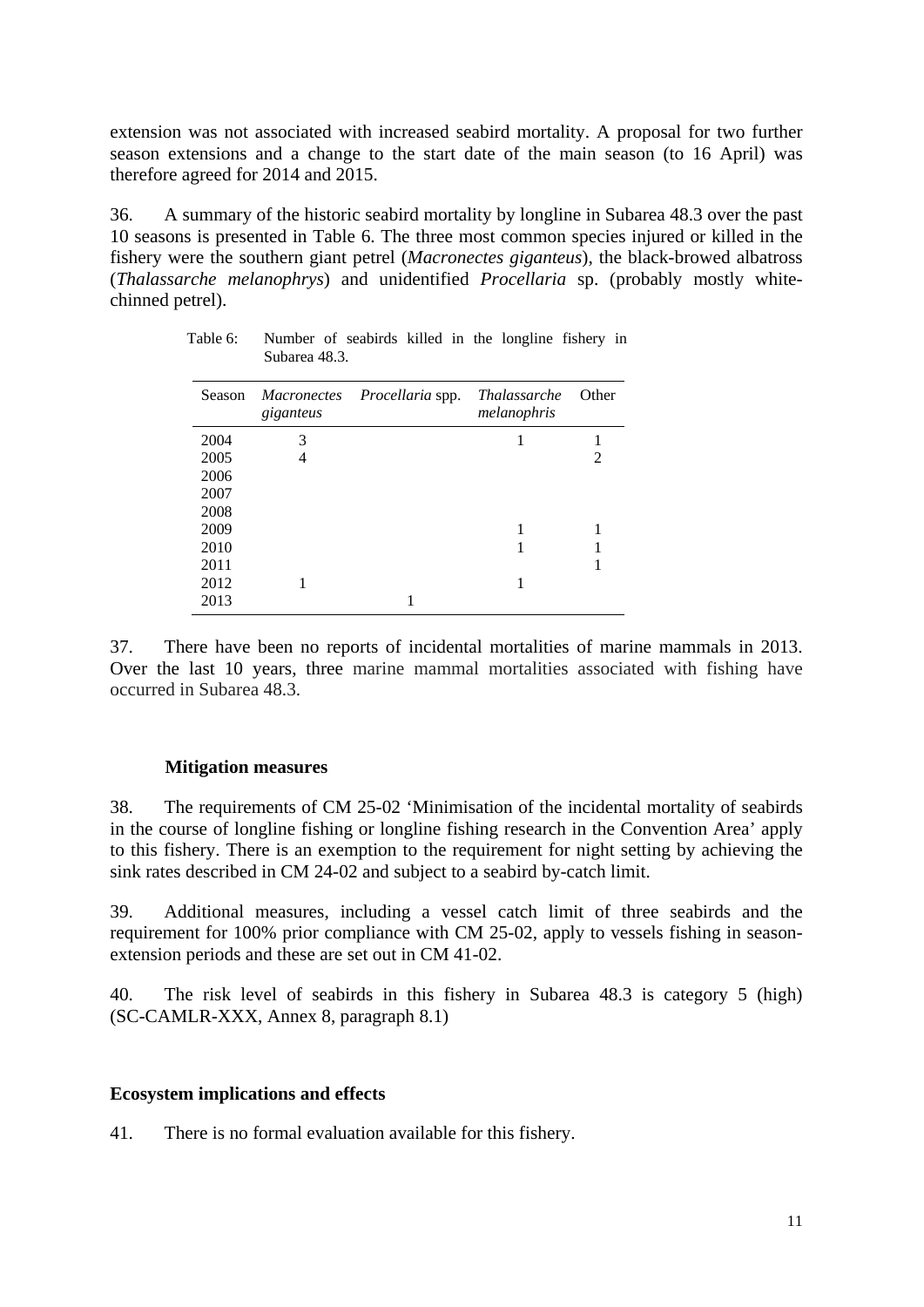extension was not associated with increased seabird mortality. A proposal for two further season extensions and a change to the start date of the main season (to 16 April) was therefore agreed for 2014 and 2015.

36. A summary of the historic seabird mortality by longline in Subarea 48.3 over the past 10 seasons is presented in Table 6. The three most common species injured or killed in the fishery were the southern giant petrel (*Macronectes giganteus*), the black-browed albatross (*Thalassarche melanophrys*) and unidentified *Procellaria* sp. (probably mostly white-chinned petrel).

Table 6: Number of seabirds killed in the longline fishery in Subarea 48.3.

| Season | *Macronectes giganteus* | *Procellaria* spp. | *Thalassarche melanophris* | Other |
|---|---|---|---|---|
| 2004 | 3 | | 1 | 1 |
| 2005 | 4 | | | 2 |
| 2006 | | | | |
| 2007 | | | | |
| 2008 | | | | |
| 2009 | | | 1 | 1 |
| 2010 | | | 1 | 1 |
| 2011 | | | | 1 |
| 2012 | 1 | | 1 | |
| 2013 | | 1 | | |

37. There have been no reports of incidental mortalities of marine mammals in 2013. Over the last 10 years, three marine mammal mortalities associated with fishing have occurred in Subarea 48.3.

### Mitigation measures

38. The requirements of CM 25-02 'Minimisation of the incidental mortality of seabirds in the course of longline fishing or longline fishing research in the Convention Area' apply to this fishery. There is an exemption to the requirement for night setting by achieving the sink rates described in CM 24-02 and subject to a seabird by-catch limit.

39. Additional measures, including a vessel catch limit of three seabirds and the requirement for 100% prior compliance with CM 25-02, apply to vessels fishing in season-extension periods and these are set out in CM 41-02.

40. The risk level of seabirds in this fishery in Subarea 48.3 is category 5 (high) (SC-CAMLR-XXX, Annex 8, paragraph 8.1)

## Ecosystem implications and effects

41. There is no formal evaluation available for this fishery.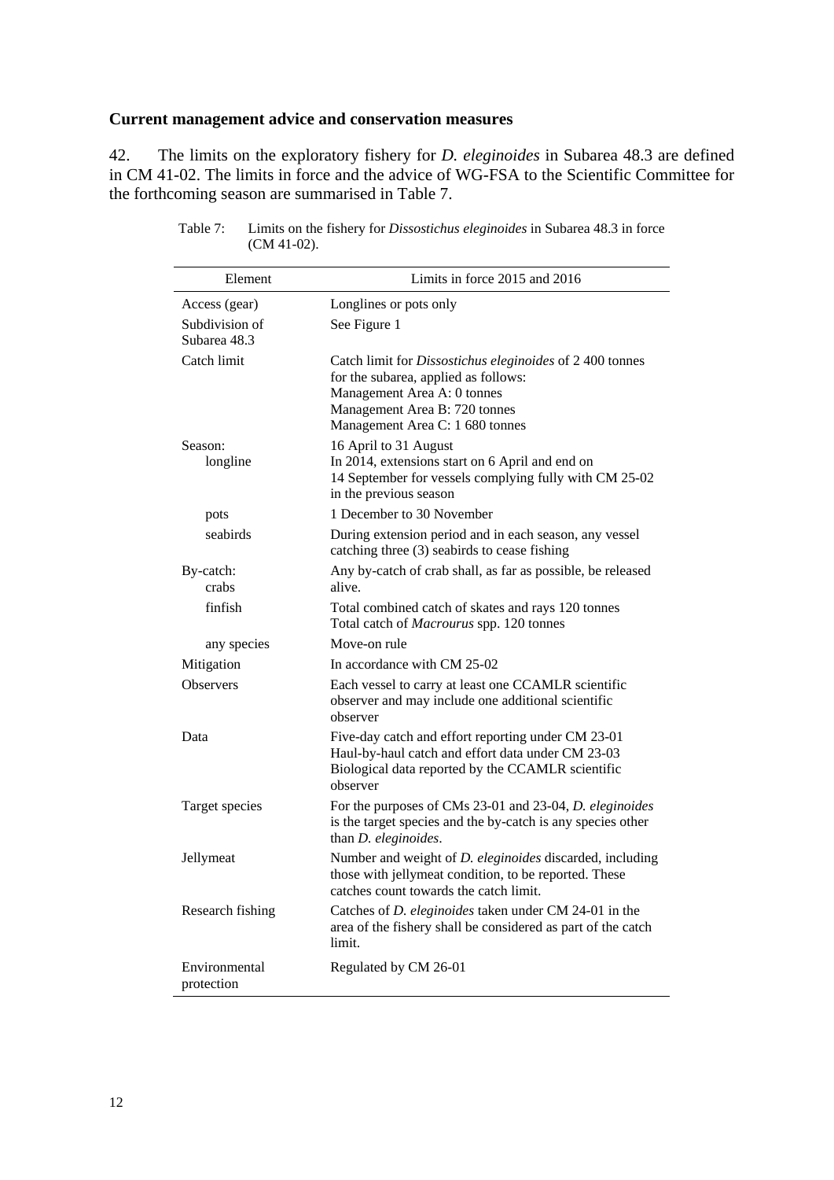### Current management advice and conservation measures

42. The limits on the exploratory fishery for *D. eleginoides* in Subarea 48.3 are defined in CM 41-02. The limits in force and the advice of WG-FSA to the Scientific Committee for the forthcoming season are summarised in Table 7.

Table 7: Limits on the fishery for *Dissostichus eleginoides* in Subarea 48.3 in force (CM 41-02).

| Element | Limits in force 2015 and 2016 |
|---|---|
| Access (gear) | Longlines or pots only |
| Subdivision of Subarea 48.3 | See Figure 1 |
| Catch limit | Catch limit for *Dissostichus eleginoides* of 2 400 tonnes for the subarea, applied as follows:<br>Management Area A: 0 tonnes<br>Management Area B: 720 tonnes<br>Management Area C: 1 680 tonnes |
| Season:<br>longline | 16 April to 31 August<br>In 2014, extensions start on 6 April and end on 14 September for vessels complying fully with CM 25-02 in the previous season |
| pots | 1 December to 30 November |
| seabirds | During extension period and in each season, any vessel catching three (3) seabirds to cease fishing |
| By-catch:<br>crabs | Any by-catch of crab shall, as far as possible, be released alive. |
| finfish | Total combined catch of skates and rays 120 tonnes<br>Total catch of *Macrourus* spp. 120 tonnes |
| any species | Move-on rule |
| Mitigation | In accordance with CM 25-02 |
| Observers | Each vessel to carry at least one CCAMLR scientific observer and may include one additional scientific observer |
| Data | Five-day catch and effort reporting under CM 23-01<br>Haul-by-haul catch and effort data under CM 23-03<br>Biological data reported by the CCAMLR scientific observer |
| Target species | For the purposes of CMs 23-01 and 23-04, *D. eleginoides* is the target species and the by-catch is any species other than *D. eleginoides*. |
| Jellymeat | Number and weight of *D. eleginoides* discarded, including those with jellymeat condition, to be reported. These catches count towards the catch limit. |
| Research fishing | Catches of *D. eleginoides* taken under CM 24-01 in the area of the fishery shall be considered as part of the catch limit. |
| Environmental protection | Regulated by CM 26-01 |